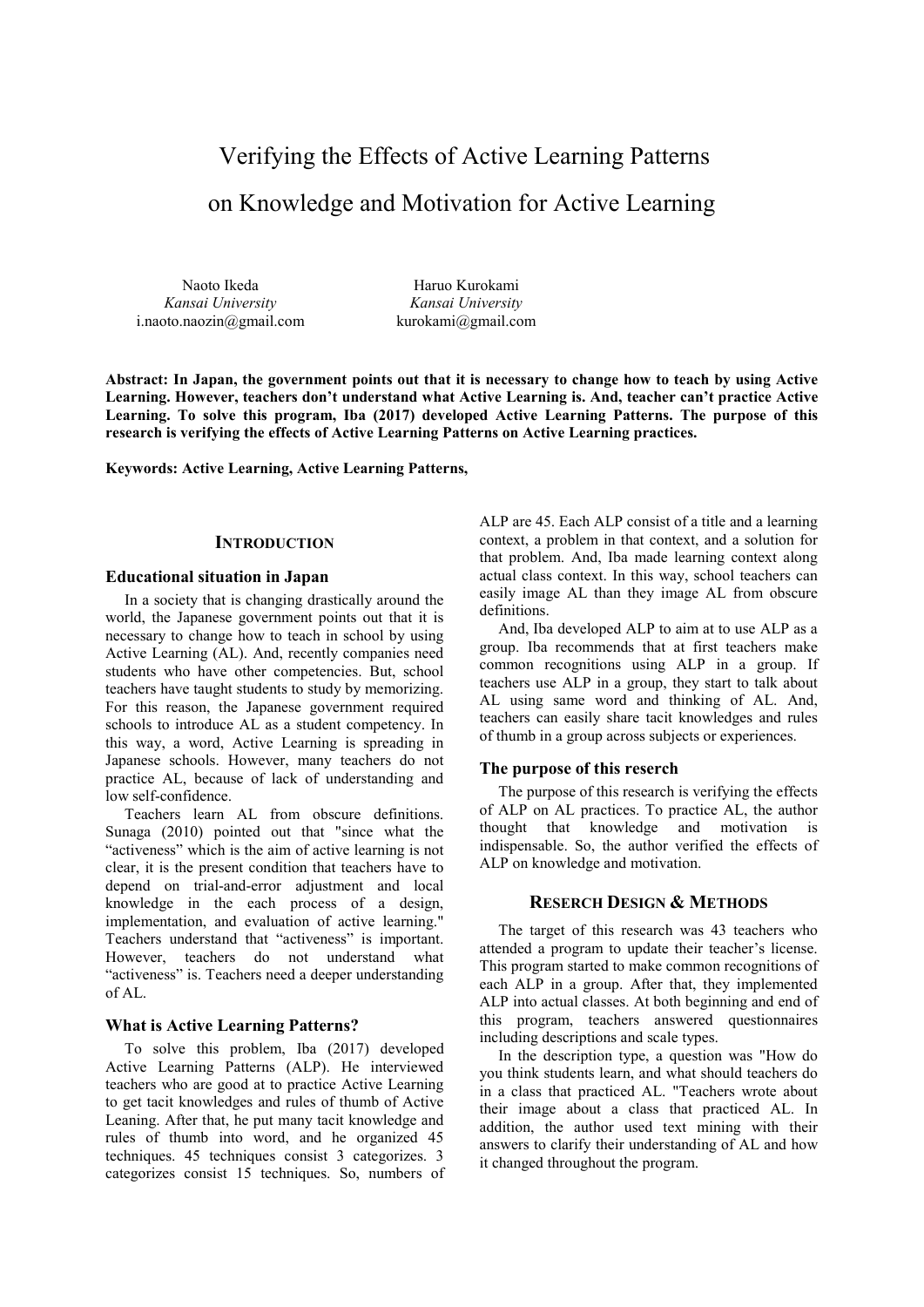# Verifying the Effects of Active Learning Patterns on Knowledge and Motivation for Active Learning

Naoto Ikeda
*Kansai University*
i.naoto.naozin@gmail.com

Haruo Kurokami
*Kansai University*
kurokami@gmail.com

**Abstract: In Japan, the government points out that it is necessary to change how to teach by using Active Learning. However, teachers don't understand what Active Learning is. And, teacher can't practice Active Learning. To solve this program, Iba (2017) developed Active Learning Patterns. The purpose of this research is verifying the effects of Active Learning Patterns on Active Learning practices.**

**Keywords: Active Learning, Active Learning Patterns,**

## INTRODUCTION

### Educational situation in Japan

In a society that is changing drastically around the world, the Japanese government points out that it is necessary to change how to teach in school by using Active Learning (AL). And, recently companies need students who have other competencies. But, school teachers have taught students to study by memorizing. For this reason, the Japanese government required schools to introduce AL as a student competency. In this way, a word, Active Learning is spreading in Japanese schools. However, many teachers do not practice AL, because of lack of understanding and low self-confidence.

Teachers learn AL from obscure definitions. Sunaga (2010) pointed out that "since what the "activeness" which is the aim of active learning is not clear, it is the present condition that teachers have to depend on trial-and-error adjustment and local knowledge in the each process of a design, implementation, and evaluation of active learning." Teachers understand that "activeness" is important. However, teachers do not understand what "activeness" is. Teachers need a deeper understanding of AL.

### What is Active Learning Patterns?

To solve this problem, Iba (2017) developed Active Learning Patterns (ALP). He interviewed teachers who are good at to practice Active Learning to get tacit knowledges and rules of thumb of Active Leaning. After that, he put many tacit knowledge and rules of thumb into word, and he organized 45 techniques. 45 techniques consist 3 categorizes. 3 categorizes consist 15 techniques. So, numbers of ALP are 45. Each ALP consist of a title and a learning context, a problem in that context, and a solution for that problem. And, Iba made learning context along actual class context. In this way, school teachers can easily image AL than they image AL from obscure definitions.

And, Iba developed ALP to aim at to use ALP as a group. Iba recommends that at first teachers make common recognitions using ALP in a group. If teachers use ALP in a group, they start to talk about AL using same word and thinking of AL. And, teachers can easily share tacit knowledges and rules of thumb in a group across subjects or experiences.

### The purpose of this reserch

The purpose of this research is verifying the effects of ALP on AL practices. To practice AL, the author thought that knowledge and motivation is indispensable. So, the author verified the effects of ALP on knowledge and motivation.

## RESERCH DESIGN & METHODS

The target of this research was 43 teachers who attended a program to update their teacher's license. This program started to make common recognitions of each ALP in a group. After that, they implemented ALP into actual classes. At both beginning and end of this program, teachers answered questionnaires including descriptions and scale types.

In the description type, a question was "How do you think students learn, and what should teachers do in a class that practiced AL. "Teachers wrote about their image about a class that practiced AL. In addition, the author used text mining with their answers to clarify their understanding of AL and how it changed throughout the program.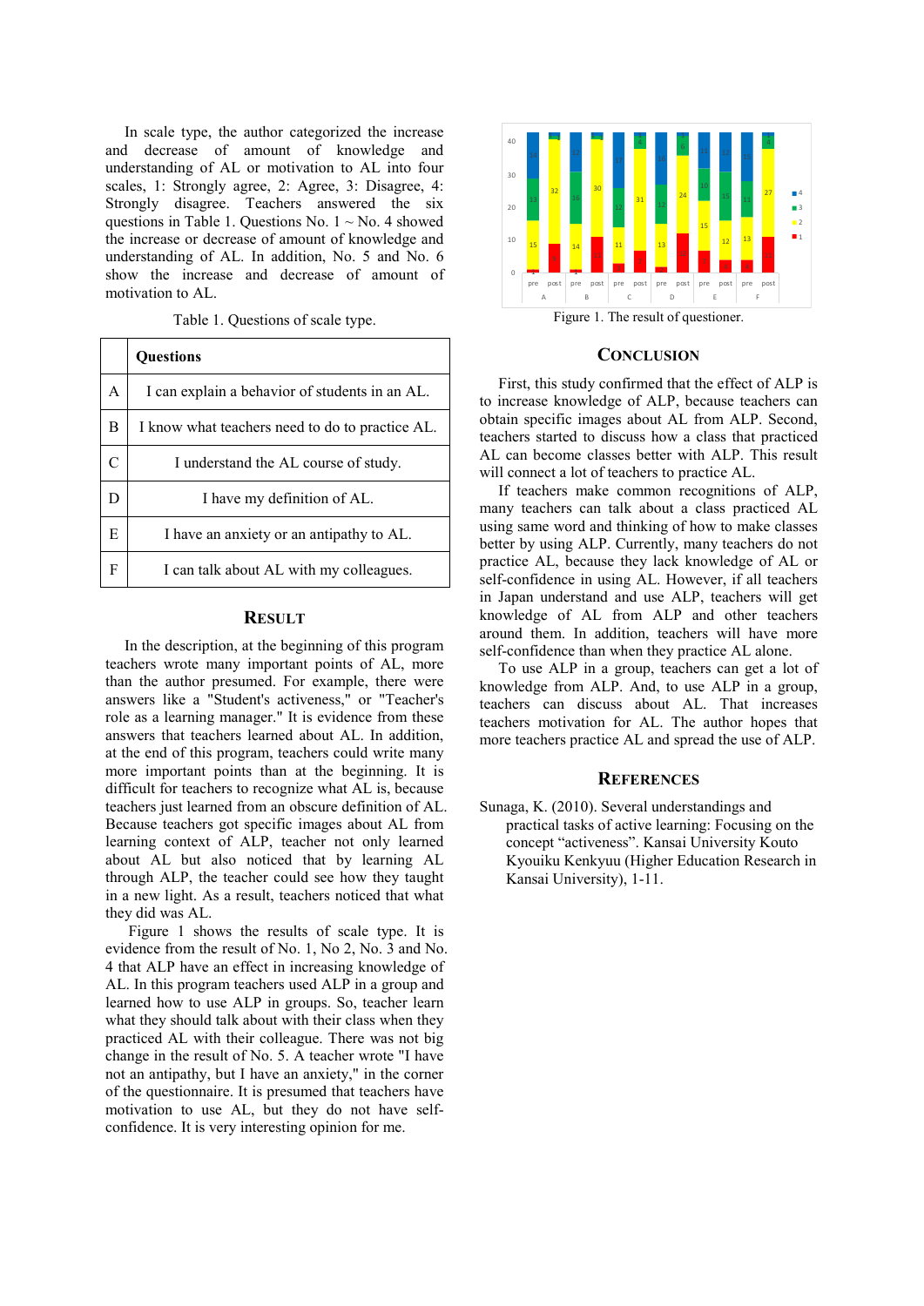In scale type, the author categorized the increase and decrease of amount of knowledge and understanding of AL or motivation to AL into four scales, 1: Strongly agree, 2: Agree, 3: Disagree, 4: Strongly disagree. Teachers answered the six questions in Table 1. Questions No. 1 ~ No. 4 showed the increase or decrease of amount of knowledge and understanding of AL. In addition, No. 5 and No. 6 show the increase and decrease of amount of motivation to AL.

Table 1. Questions of scale type.

| | Questions |
|---|---|
| A | I can explain a behavior of students in an AL. |
| B | I know what teachers need to do to practice AL. |
| C | I understand the AL course of study. |
| D | I have my definition of AL. |
| E | I have an anxiety or an antipathy to AL. |
| F | I can talk about AL with my colleagues. |

## RESULT

In the description, at the beginning of this program teachers wrote many important points of AL, more than the author presumed. For example, there were answers like a "Student's activeness," or "Teacher's role as a learning manager." It is evidence from these answers that teachers learned about AL. In addition, at the end of this program, teachers could write many more important points than at the beginning. It is difficult for teachers to recognize what AL is, because teachers just learned from an obscure definition of AL. Because teachers got specific images about AL from learning context of ALP, teacher not only learned about AL but also noticed that by learning AL through ALP, the teacher could see how they taught in a new light. As a result, teachers noticed that what they did was AL.

Figure 1 shows the results of scale type. It is evidence from the result of No. 1, No 2, No. 3 and No. 4 that ALP have an effect in increasing knowledge of AL. In this program teachers used ALP in a group and learned how to use ALP in groups. So, teacher learn what they should talk about with their class when they practiced AL with their colleague. There was not big change in the result of No. 5. A teacher wrote "I have not an antipathy, but I have an anxiety," in the corner of the questionnaire. It is presumed that teachers have motivation to use AL, but they do not have self-confidence. It is very interesting opinion for me.

40
30
20
10
0
pre post pre post pre post pre post pre post pre post
A B C D E F
4
3
2
1

Figure 1. The result of questioner.

## CONCLUSION

First, this study confirmed that the effect of ALP is to increase knowledge of ALP, because teachers can obtain specific images about AL from ALP. Second, teachers started to discuss how a class that practiced AL can become classes better with ALP. This result will connect a lot of teachers to practice AL.

If teachers make common recognitions of ALP, many teachers can talk about a class practiced AL using same word and thinking of how to make classes better by using ALP. Currently, many teachers do not practice AL, because they lack knowledge of AL or self-confidence in using AL. However, if all teachers in Japan understand and use ALP, teachers will get knowledge of AL from ALP and other teachers around them. In addition, teachers will have more self-confidence than when they practice AL alone.

To use ALP in a group, teachers can get a lot of knowledge from ALP. And, to use ALP in a group, teachers can discuss about AL. That increases teachers motivation for AL. The author hopes that more teachers practice AL and spread the use of ALP.

## REFERENCES

Sunaga, K. (2010). Several understandings and practical tasks of active learning: Focusing on the concept "activeness". Kansai University Kouto Kyouiku Kenkyuu (Higher Education Research in Kansai University), 1-11.